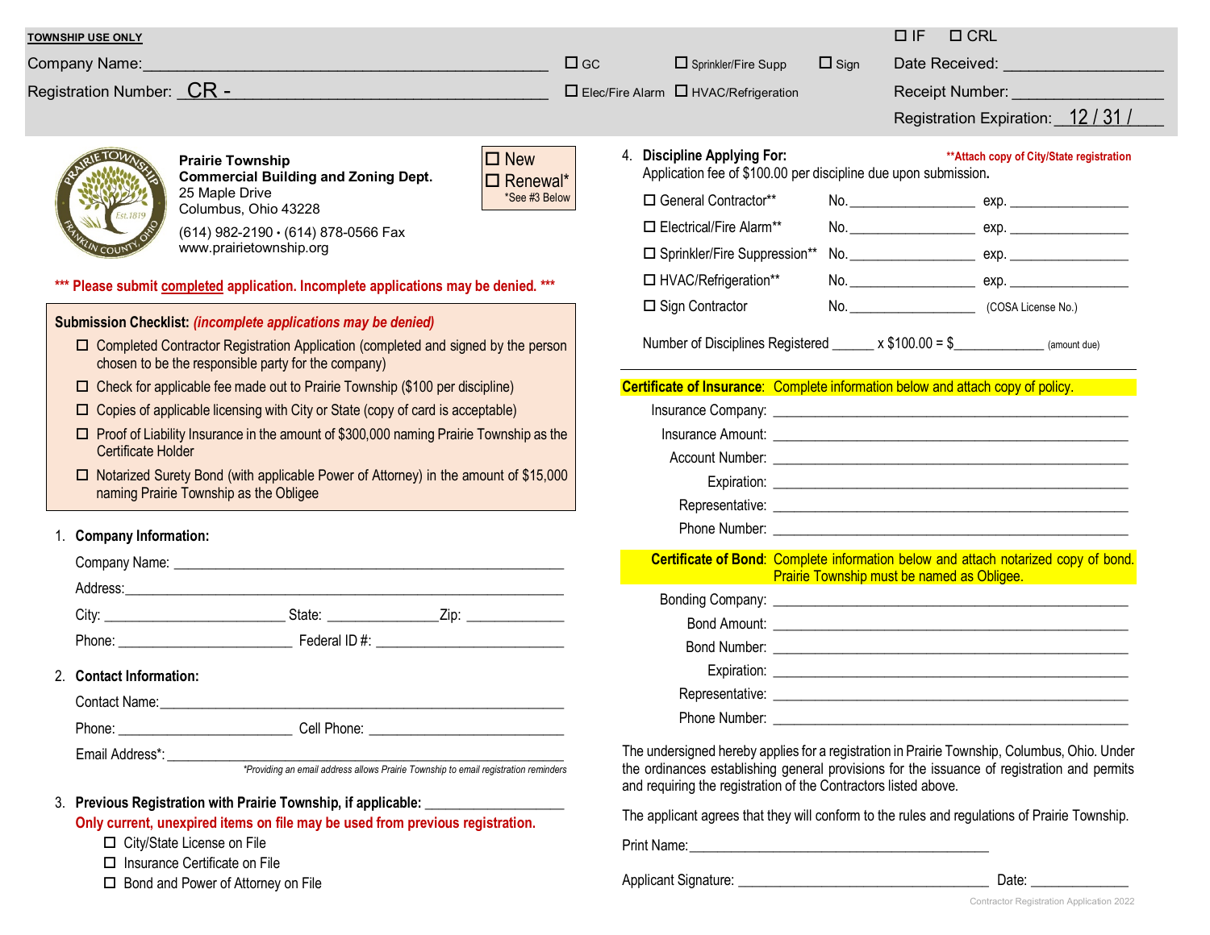**TOWNSHIP USE ONLY**

Company Name: ______________________________ ☐ GC ☐ Sprinkler/Fire Supp ☐ Sign

Registration Number: CR - ______________________________ ☐ Elec/Fire Alarm ☐ HVAC/Refrigeration

☐ IF ☐ CRL

Date Received: ________________

Receipt Number: ________________

Registration Expiration: 12 / 31 / ____

**Prairie Township**
**Commercial Building and Zoning Dept.**
25 Maple Drive
Columbus, Ohio 43228
(614) 982-2190 • (614) 878-0566 Fax
www.prairietownship.org

☐ New
☐ Renewal*
*See #3 Below

**\*\*\* Please submit completed application. Incomplete applications may be denied. \*\*\***

**Submission Checklist:** ***(incomplete applications may be denied)***

- ☐ Completed Contractor Registration Application (completed and signed by the person chosen to be the responsible party for the company)
- ☐ Check for applicable fee made out to Prairie Township ($100 per discipline)
- ☐ Copies of applicable licensing with City or State (copy of card is acceptable)
- ☐ Proof of Liability Insurance in the amount of $300,000 naming Prairie Township as the Certificate Holder
- ☐ Notarized Surety Bond (with applicable Power of Attorney) in the amount of $15,000 naming Prairie Township as the Obligee

1. **Company Information:**

   Company Name: ______________________________

   Address: ______________________________

   City: ______________ State: ______________ Zip: ______________

   Phone: ______________ Federal ID #: ______________

2. **Contact Information:**

   Contact Name: ______________________________

   Phone: ______________ Cell Phone: ______________

   Email Address*: ______________________________

   *Providing an email address allows Prairie Township to email registration reminders*

3. **Previous Registration with Prairie Township, if applicable:** ______________

   **Only current, unexpired items on file may be used from previous registration.**

   - ☐ City/State License on File
   - ☐ Insurance Certificate on File
   - ☐ Bond and Power of Attorney on File

4. **Discipline Applying For:** **\*\*Attach copy of City/State registration**

   Application fee of $100.00 per discipline due upon submission.

   ☐ General Contractor\*\* No. ______________ exp. ______________

   ☐ Electrical/Fire Alarm\*\* No. ______________ exp. ______________

   ☐ Sprinkler/Fire Suppression\*\* No. ______________ exp. ______________

   ☐ HVAC/Refrigeration\*\* No. ______________ exp. ______________

   ☐ Sign Contractor No. ______________ (COSA License No.)

   Number of Disciplines Registered ______ x $100.00 = $____________ (amount due)

**Certificate of Insurance**: Complete information below and attach copy of policy.

Insurance Company: ______________________________

Insurance Amount: ______________________________

Account Number: ______________________________

Expiration: ______________________________

Representative: ______________________________

Phone Number: ______________________________

**Certificate of Bond**: Complete information below and attach notarized copy of bond. Prairie Township must be named as Obligee.

Bonding Company: ______________________________

Bond Amount: ______________________________

Bond Number: ______________________________

Expiration: ______________________________

Representative: ______________________________

Phone Number: ______________________________

The undersigned hereby applies for a registration in Prairie Township, Columbus, Ohio. Under the ordinances establishing general provisions for the issuance of registration and permits and requiring the registration of the Contractors listed above.

The applicant agrees that they will conform to the rules and regulations of Prairie Township.

Print Name: ______________________________

Applicant Signature: ______________________________ Date: ______________

Contractor Registration Application 2022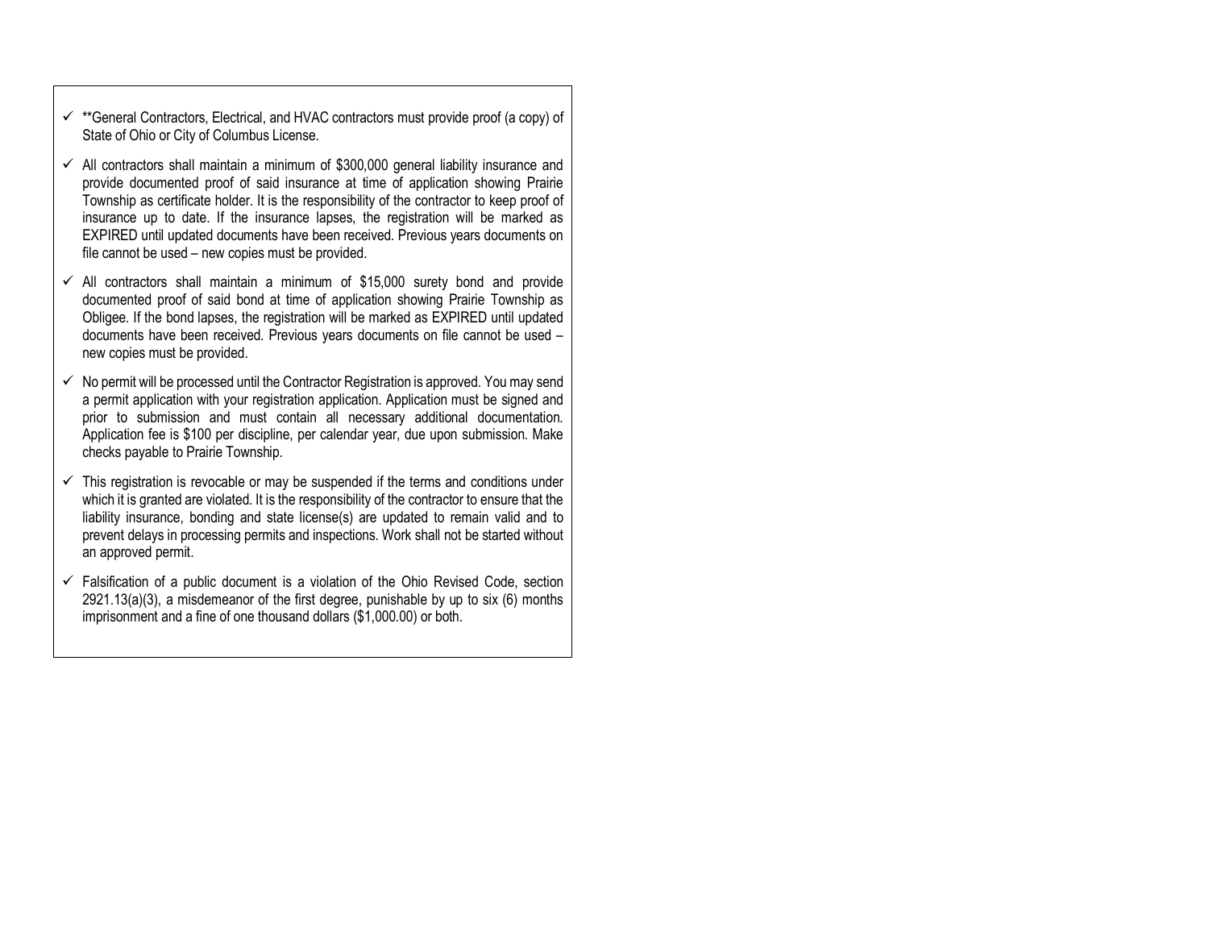- ✓ **General Contractors, Electrical, and HVAC contractors must provide proof (a copy) of State of Ohio or City of Columbus License.
- ✓ All contractors shall maintain a minimum of $300,000 general liability insurance and provide documented proof of said insurance at time of application showing Prairie Township as certificate holder. It is the responsibility of the contractor to keep proof of insurance up to date. If the insurance lapses, the registration will be marked as EXPIRED until updated documents have been received. Previous years documents on file cannot be used – new copies must be provided.
- ✓ All contractors shall maintain a minimum of $15,000 surety bond and provide documented proof of said bond at time of application showing Prairie Township as Obligee. If the bond lapses, the registration will be marked as EXPIRED until updated documents have been received. Previous years documents on file cannot be used – new copies must be provided.
- ✓ No permit will be processed until the Contractor Registration is approved. You may send a permit application with your registration application. Application must be signed and prior to submission and must contain all necessary additional documentation. Application fee is $100 per discipline, per calendar year, due upon submission. Make checks payable to Prairie Township.
- ✓ This registration is revocable or may be suspended if the terms and conditions under which it is granted are violated. It is the responsibility of the contractor to ensure that the liability insurance, bonding and state license(s) are updated to remain valid and to prevent delays in processing permits and inspections. Work shall not be started without an approved permit.
- ✓ Falsification of a public document is a violation of the Ohio Revised Code, section 2921.13(a)(3), a misdemeanor of the first degree, punishable by up to six (6) months imprisonment and a fine of one thousand dollars ($1,000.00) or both.